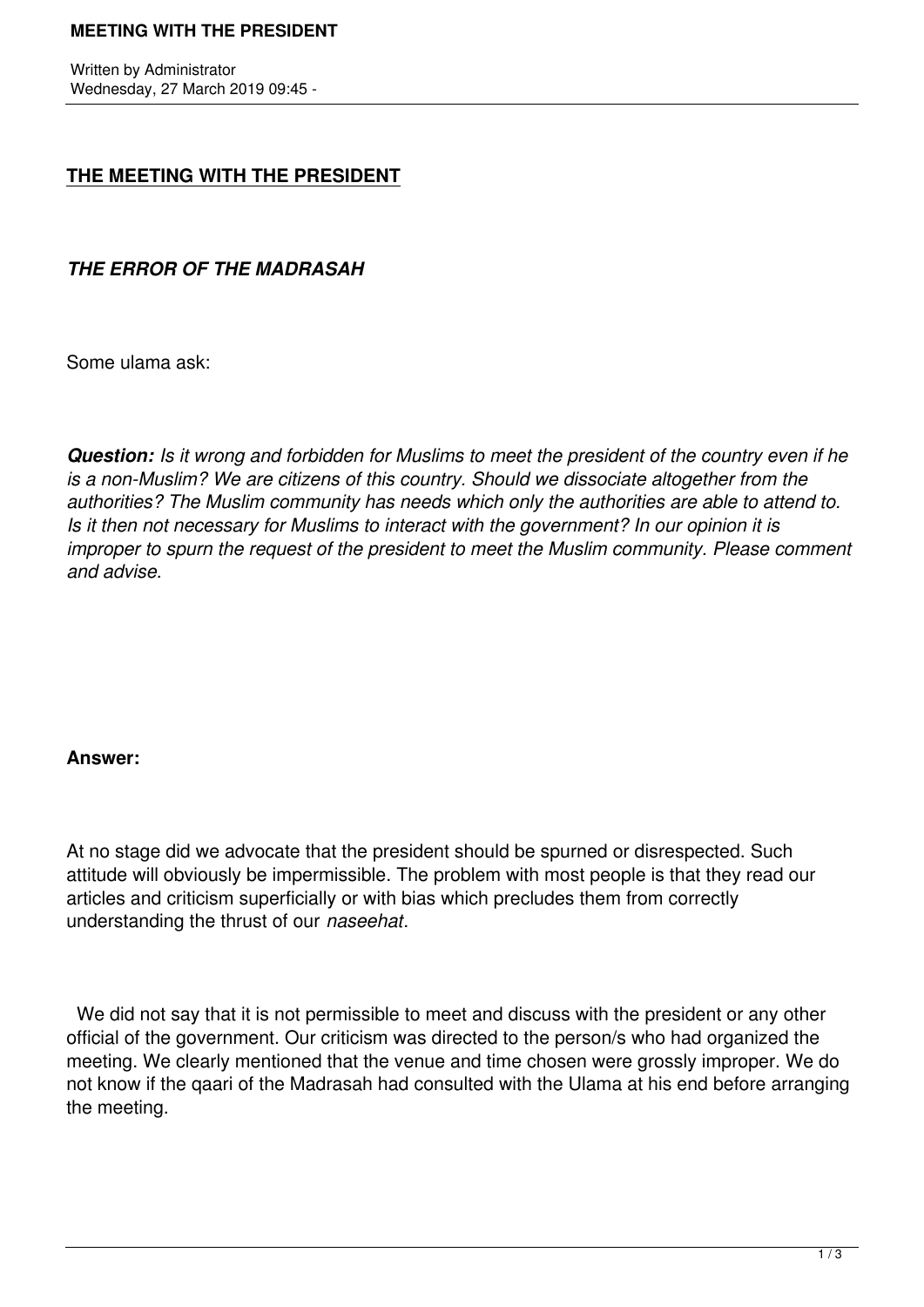## THE MEETING WITH THE PRESIDENT

***THE ERROR OF THE MADRASAH***

Some ulama ask:

***Question:*** *Is it wrong and forbidden for Muslims to meet the president of the country even if he is a non-Muslim? We are citizens of this country. Should we dissociate altogether from the authorities? The Muslim community has needs which only the authorities are able to attend to. Is it then not necessary for Muslims to interact with the government? In our opinion it is improper to spurn the request of the president to meet the Muslim community. Please comment and advise.*

**Answer:**

At no stage did we advocate that the president should be spurned or disrespected. Such attitude will obviously be impermissible. The problem with most people is that they read our articles and criticism superficially or with bias which precludes them from correctly understanding the thrust of our *naseehat*.

We did not say that it is not permissible to meet and discuss with the president or any other official of the government. Our criticism was directed to the person/s who had organized the meeting. We clearly mentioned that the venue and time chosen were grossly improper. We do not know if the qaari of the Madrasah had consulted with the Ulama at his end before arranging the meeting.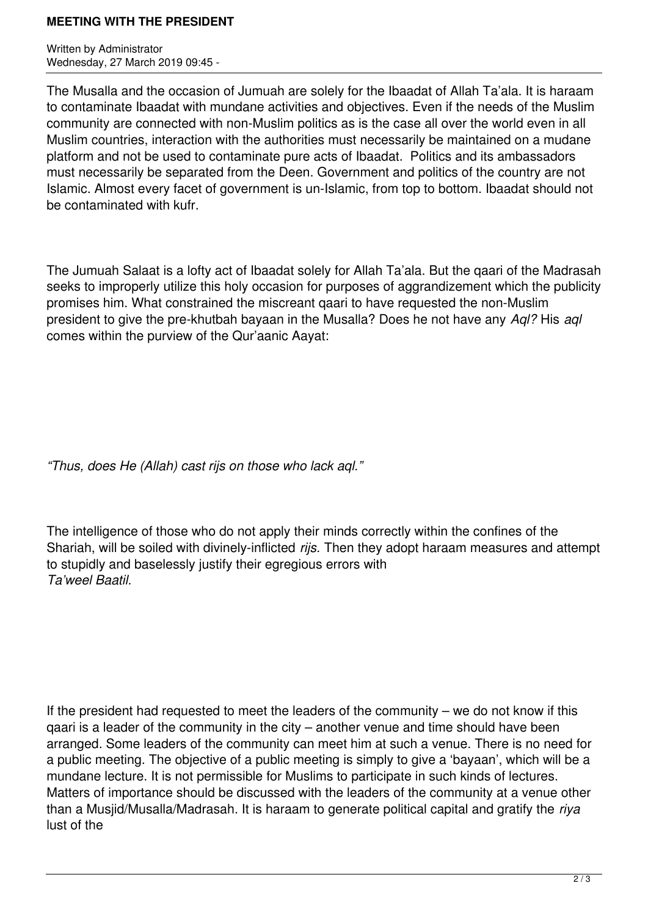The Musalla and the occasion of Jumuah are solely for the Ibaadat of Allah Ta'ala. It is haraam to contaminate Ibaadat with mundane activities and objectives. Even if the needs of the Muslim community are connected with non-Muslim politics as is the case all over the world even in all Muslim countries, interaction with the authorities must necessarily be maintained on a mudane platform and not be used to contaminate pure acts of Ibaadat. Politics and its ambassadors must necessarily be separated from the Deen. Government and politics of the country are not Islamic. Almost every facet of government is un-Islamic, from top to bottom. Ibaadat should not be contaminated with kufr.

The Jumuah Salaat is a lofty act of Ibaadat solely for Allah Ta'ala. But the qaari of the Madrasah seeks to improperly utilize this holy occasion for purposes of aggrandizement which the publicity promises him. What constrained the miscreant qaari to have requested the non-Muslim president to give the pre-khutbah bayaan in the Musalla? Does he not have any *Aql?* His *aql* comes within the purview of the Qur'aanic Aayat:

*"Thus, does He (Allah) cast rijs on those who lack aql."*

The intelligence of those who do not apply their minds correctly within the confines of the Shariah, will be soiled with divinely-inflicted *rijs.* Then they adopt haraam measures and attempt to stupidly and baselessly justify their egregious errors with *Ta'weel Baatil.*

If the president had requested to meet the leaders of the community – we do not know if this qaari is a leader of the community in the city – another venue and time should have been arranged. Some leaders of the community can meet him at such a venue. There is no need for a public meeting. The objective of a public meeting is simply to give a 'bayaan', which will be a mundane lecture. It is not permissible for Muslims to participate in such kinds of lectures. Matters of importance should be discussed with the leaders of the community at a venue other than a Musjid/Musalla/Madrasah. It is haraam to generate political capital and gratify the *riya* lust of the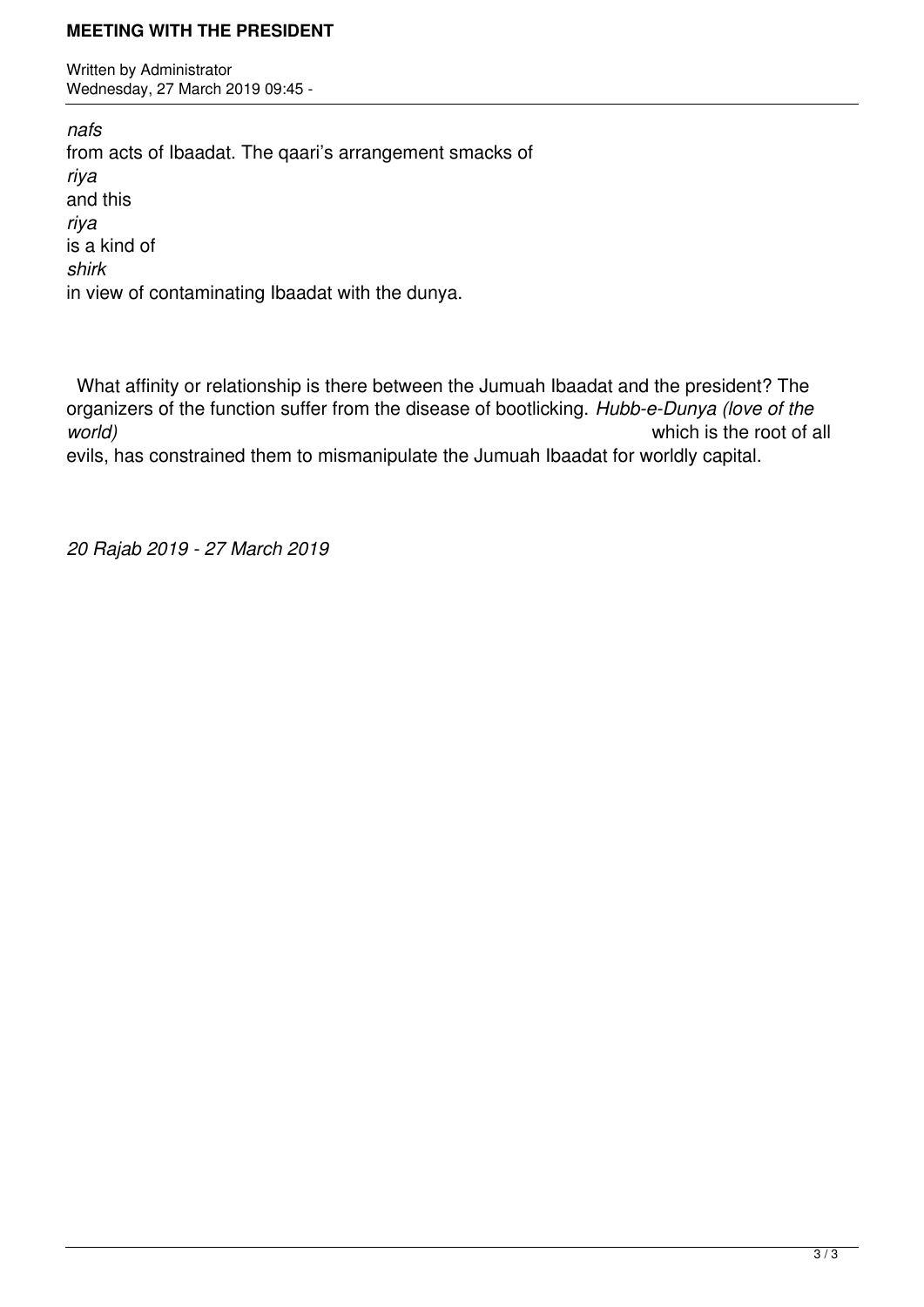*nafs* from acts of Ibaadat. The qaari's arrangement smacks of *riya* and this *riya* is a kind of *shirk* in view of contaminating Ibaadat with the dunya.

What affinity or relationship is there between the Jumuah Ibaadat and the president? The organizers of the function suffer from the disease of bootlicking. *Hubb-e-Dunya (love of the world)* which is the root of all evils, has constrained them to mismanipulate the Jumuah Ibaadat for worldly capital.

*20 Rajab 2019 - 27 March 2019*